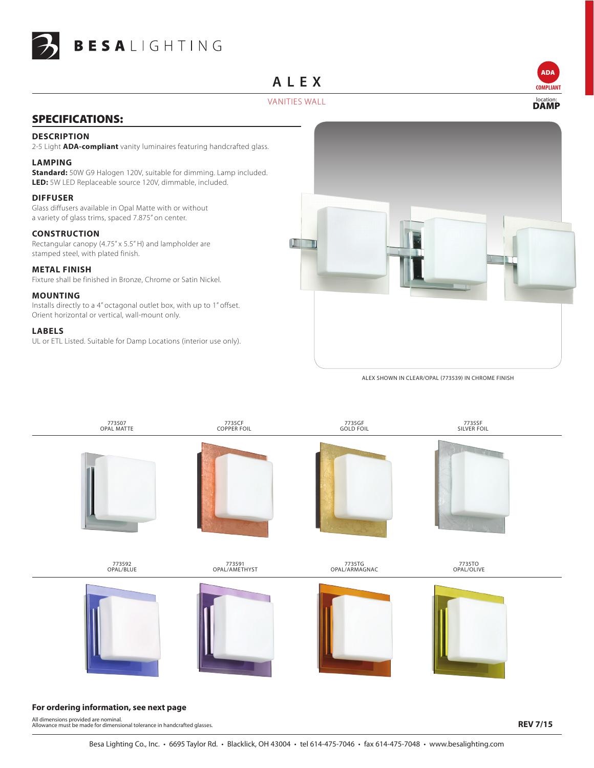BESALIGHTING

# ALEX

VANITIES WALL

ADA COMPLIANT

location: **DAMP**

## SPECIFICATIONS:

### DESCRIPTION

2-5 Light **ADA-compliant** vanity luminaires featuring handcrafted glass.

### LAMPING

**Standard:** 50W G9 Halogen 120V, suitable for dimming. Lamp included.
**LED:** 5W LED Replaceable source 120V, dimmable, included.

### DIFFUSER

Glass diffusers available in Opal Matte with or without a variety of glass trims, spaced 7.875" on center.

### CONSTRUCTION

Rectangular canopy (4.75" x 5.5" H) and lampholder are stamped steel, with plated finish.

### METAL FINISH

Fixture shall be finished in Bronze, Chrome or Satin Nickel.

### MOUNTING

Installs directly to a 4" octagonal outlet box, with up to 1" offset. Orient horizontal or vertical, wall-mount only.

### LABELS

UL or ETL Listed. Suitable for Damp Locations (interior use only).

ALEX SHOWN IN CLEAR/OPAL (773539) IN CHROME FINISH

773507 OPAL MATTE

7735CF COPPER FOIL

7735GF GOLD FOIL

7735SF SILVER FOIL

773592 OPAL/BLUE

773591 OPAL/AMETHYST

7735TG OPAL/ARMAGNAC

7735TO OPAL/OLIVE

**For ordering information, see next page**

All dimensions provided are nominal.
Allowance must be made for dimensional tolerance in handcrafted glasses.

**REV 7/15**

Besa Lighting Co., Inc. • 6695 Taylor Rd. • Blacklick, OH 43004 • tel 614-475-7046 • fax 614-475-7048 • www.besalighting.com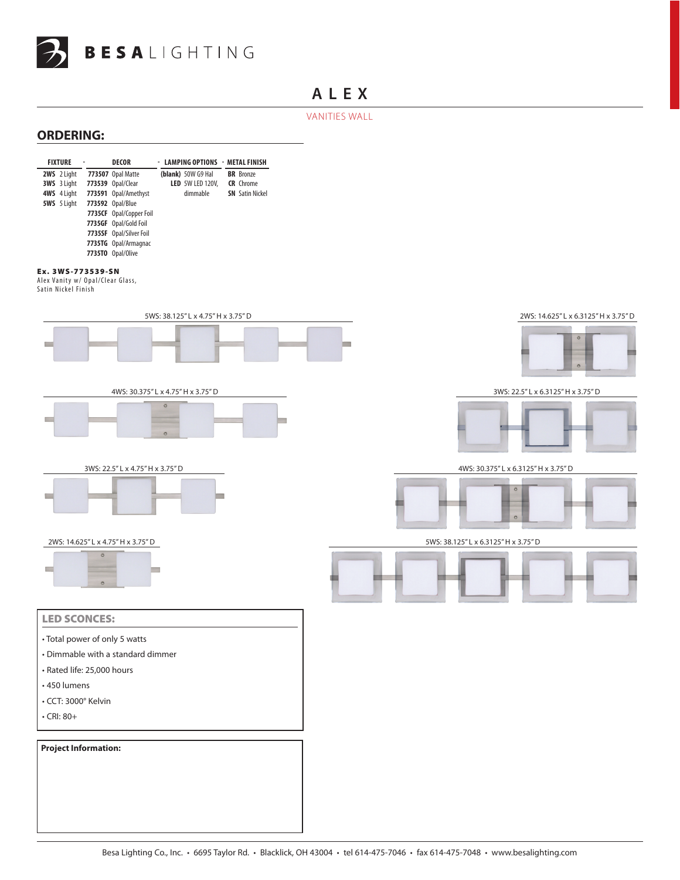# ALEX

VANITIES WALL

## ORDERING:

| FIXTURE | DECOR | LAMPING OPTIONS | METAL FINISH |
|---|---|---|---|
| **2WS** 2 Light | **773507** Opal Matte | **(blank)** 50W G9 Hal | **BR** Bronze |
| **3WS** 3 Light | **773539** Opal/Clear | **LED** 5W LED 120V, dimmable | **CR** Chrome |
| **4WS** 4 Light | **773591** Opal/Amethyst | | **SN** Satin Nickel |
| **5WS** 5 Light | **773592** Opal/Blue | | |
| | **7735CF** Opal/Copper Foil | | |
| | **7735GF** Opal/Gold Foil | | |
| | **7735SF** Opal/Silver Foil | | |
| | **7735TG** Opal/Armagnac | | |
| | **7735TO** Opal/Olive | | |

**Ex. 3WS-773539-SN**
Alex Vanity w/ Opal/Clear Glass, Satin Nickel Finish

5WS: 38.125" L x 4.75" H x 3.75" D

4WS: 30.375" L x 4.75" H x 3.75" D

3WS: 22.5" L x 4.75" H x 3.75" D

2WS: 14.625" L x 4.75" H x 3.75" D

2WS: 14.625" L x 6.3125" H x 3.75" D

3WS: 22.5" L x 6.3125" H x 3.75" D

4WS: 30.375" L x 6.3125" H x 3.75" D

5WS: 38.125" L x 6.3125" H x 3.75" D

## LED SCONCES:

- Total power of only 5 watts
- Dimmable with a standard dimmer
- Rated life: 25,000 hours
- 450 lumens
- CCT: 3000° Kelvin
- CRI: 80+

**Project Information:**

Besa Lighting Co., Inc. • 6695 Taylor Rd. • Blacklick, OH 43004 • tel 614-475-7046 • fax 614-475-7048 • www.besalighting.com